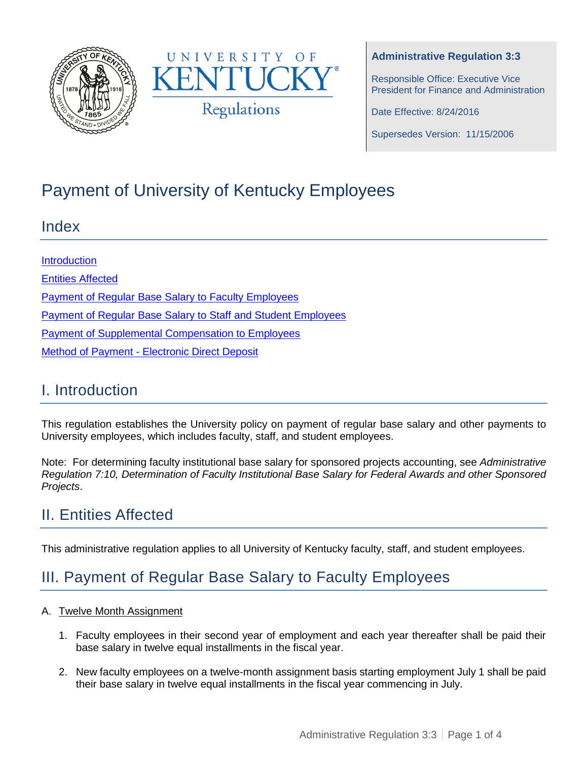UNIVERSITY OF KENTUCKY®
Regulations

**Administrative Regulation 3:3**

Responsible Office: Executive Vice President for Finance and Administration

Date Effective: 8/24/2016

Supersedes Version: 11/15/2006

# Payment of University of Kentucky Employees

## Index

[Introduction](#i-introduction)

[Entities Affected](#ii-entities-affected)

[Payment of Regular Base Salary to Faculty Employees](#iii-payment-of-regular-base-salary-to-faculty-employees)

Payment of Regular Base Salary to Staff and Student Employees

Payment of Supplemental Compensation to Employees

Method of Payment - Electronic Direct Deposit

## I. Introduction

This regulation establishes the University policy on payment of regular base salary and other payments to University employees, which includes faculty, staff, and student employees.

Note: For determining faculty institutional base salary for sponsored projects accounting, see *Administrative Regulation 7:10, Determination of Faculty Institutional Base Salary for Federal Awards and other Sponsored Projects*.

## II. Entities Affected

This administrative regulation applies to all University of Kentucky faculty, staff, and student employees.

## III. Payment of Regular Base Salary to Faculty Employees

A. Twelve Month Assignment

1. Faculty employees in their second year of employment and each year thereafter shall be paid their base salary in twelve equal installments in the fiscal year.

2. New faculty employees on a twelve-month assignment basis starting employment July 1 shall be paid their base salary in twelve equal installments in the fiscal year commencing in July.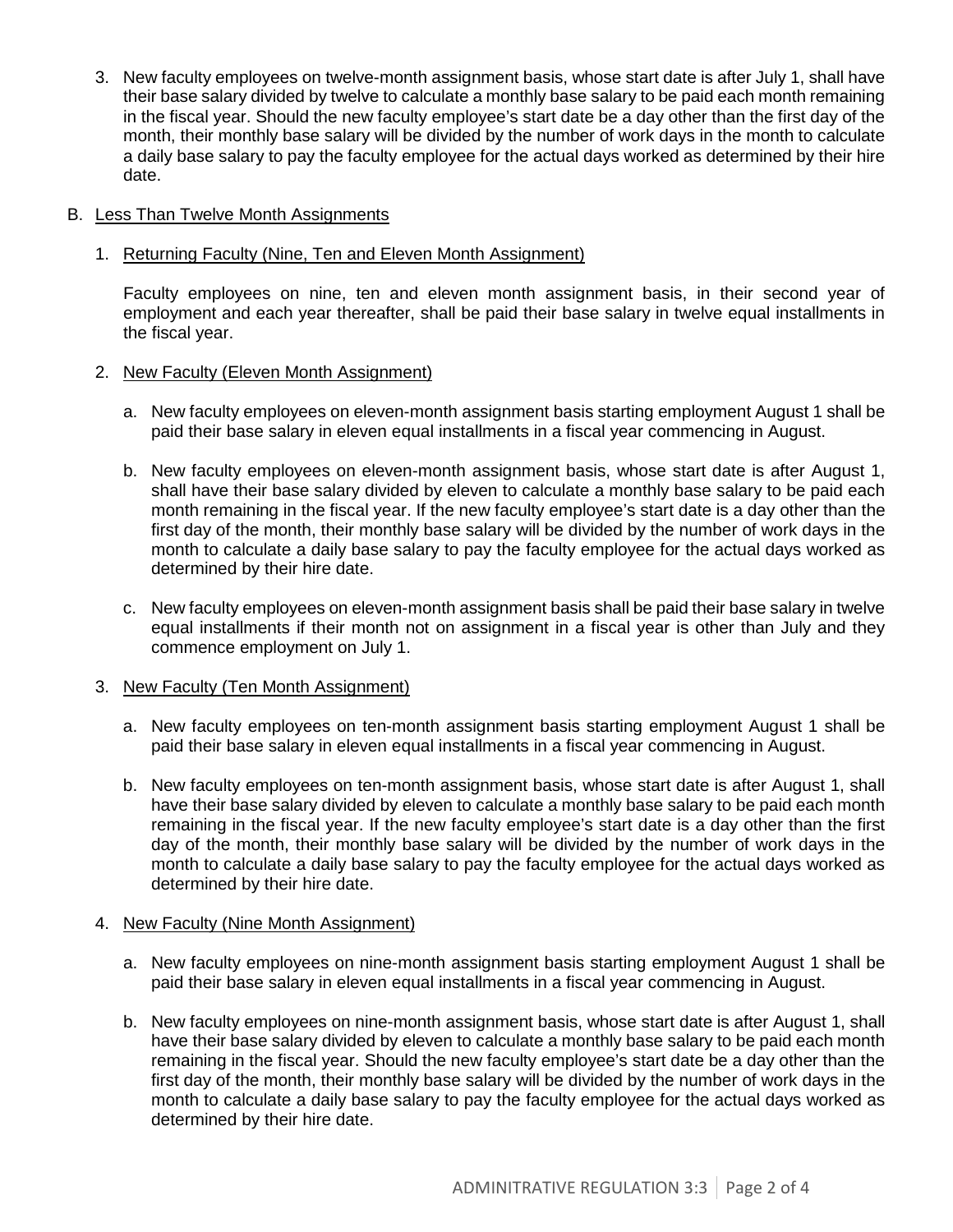3. New faculty employees on twelve-month assignment basis, whose start date is after July 1, shall have their base salary divided by twelve to calculate a monthly base salary to be paid each month remaining in the fiscal year. Should the new faculty employee's start date be a day other than the first day of the month, their monthly base salary will be divided by the number of work days in the month to calculate a daily base salary to pay the faculty employee for the actual days worked as determined by their hire date.

B. <u>Less Than Twelve Month Assignments</u>

1. <u>Returning Faculty (Nine, Ten and Eleven Month Assignment)</u>

   Faculty employees on nine, ten and eleven month assignment basis, in their second year of employment and each year thereafter, shall be paid their base salary in twelve equal installments in the fiscal year.

2. <u>New Faculty (Eleven Month Assignment)</u>

   a. New faculty employees on eleven-month assignment basis starting employment August 1 shall be paid their base salary in eleven equal installments in a fiscal year commencing in August.

   b. New faculty employees on eleven-month assignment basis, whose start date is after August 1, shall have their base salary divided by eleven to calculate a monthly base salary to be paid each month remaining in the fiscal year. If the new faculty employee's start date is a day other than the first day of the month, their monthly base salary will be divided by the number of work days in the month to calculate a daily base salary to pay the faculty employee for the actual days worked as determined by their hire date.

   c. New faculty employees on eleven-month assignment basis shall be paid their base salary in twelve equal installments if their month not on assignment in a fiscal year is other than July and they commence employment on July 1.

3. <u>New Faculty (Ten Month Assignment)</u>

   a. New faculty employees on ten-month assignment basis starting employment August 1 shall be paid their base salary in eleven equal installments in a fiscal year commencing in August.

   b. New faculty employees on ten-month assignment basis, whose start date is after August 1, shall have their base salary divided by eleven to calculate a monthly base salary to be paid each month remaining in the fiscal year. If the new faculty employee's start date is a day other than the first day of the month, their monthly base salary will be divided by the number of work days in the month to calculate a daily base salary to pay the faculty employee for the actual days worked as determined by their hire date.

4. <u>New Faculty (Nine Month Assignment)</u>

   a. New faculty employees on nine-month assignment basis starting employment August 1 shall be paid their base salary in eleven equal installments in a fiscal year commencing in August.

   b. New faculty employees on nine-month assignment basis, whose start date is after August 1, shall have their base salary divided by eleven to calculate a monthly base salary to be paid each month remaining in the fiscal year. Should the new faculty employee's start date be a day other than the first day of the month, their monthly base salary will be divided by the number of work days in the month to calculate a daily base salary to pay the faculty employee for the actual days worked as determined by their hire date.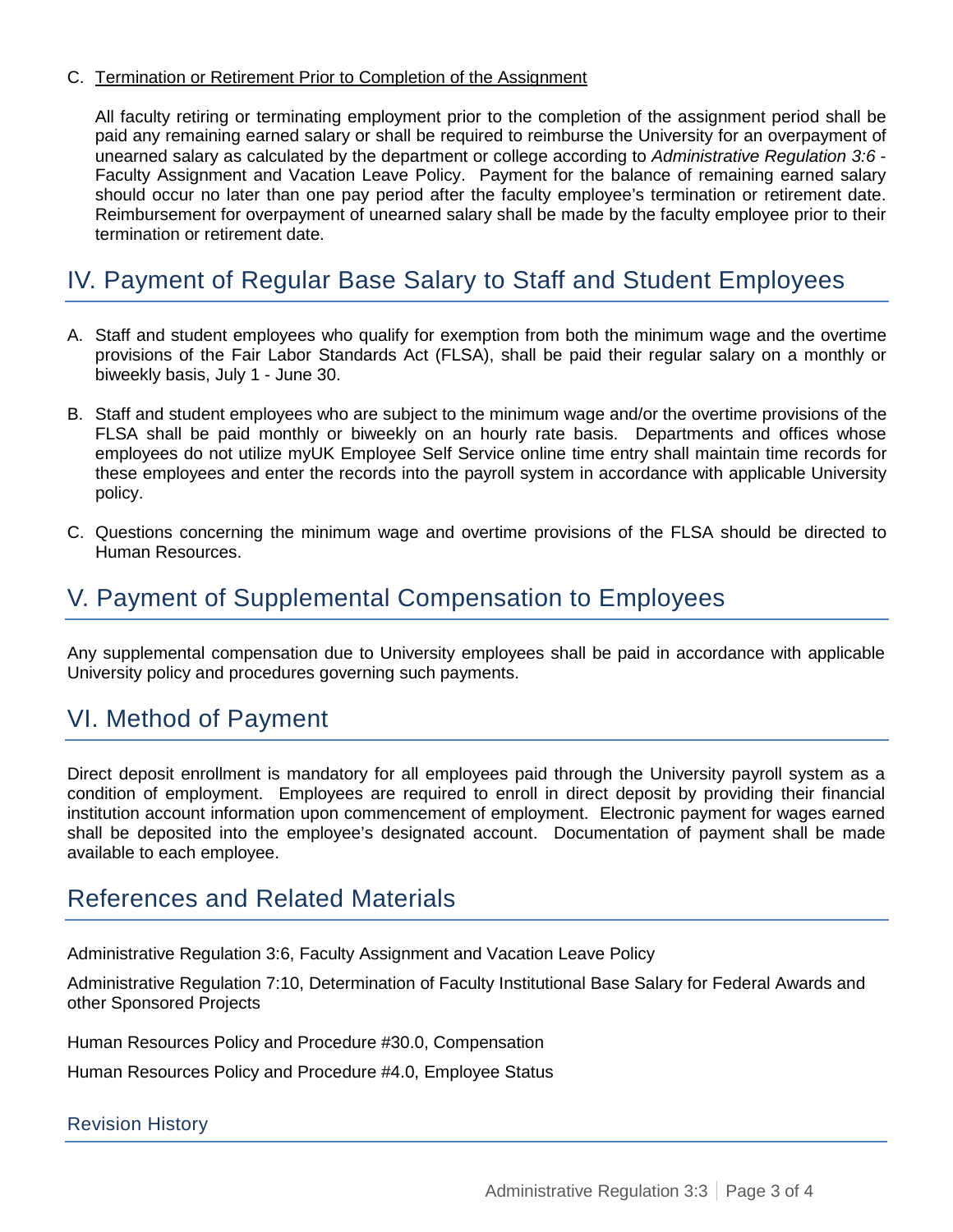C. Termination or Retirement Prior to Completion of the Assignment

All faculty retiring or terminating employment prior to the completion of the assignment period shall be paid any remaining earned salary or shall be required to reimburse the University for an overpayment of unearned salary as calculated by the department or college according to *Administrative Regulation 3:6* - Faculty Assignment and Vacation Leave Policy. Payment for the balance of remaining earned salary should occur no later than one pay period after the faculty employee's termination or retirement date. Reimbursement for overpayment of unearned salary shall be made by the faculty employee prior to their termination or retirement date.

## IV. Payment of Regular Base Salary to Staff and Student Employees

A. Staff and student employees who qualify for exemption from both the minimum wage and the overtime provisions of the Fair Labor Standards Act (FLSA), shall be paid their regular salary on a monthly or biweekly basis, July 1 - June 30.

B. Staff and student employees who are subject to the minimum wage and/or the overtime provisions of the FLSA shall be paid monthly or biweekly on an hourly rate basis. Departments and offices whose employees do not utilize myUK Employee Self Service online time entry shall maintain time records for these employees and enter the records into the payroll system in accordance with applicable University policy.

C. Questions concerning the minimum wage and overtime provisions of the FLSA should be directed to Human Resources.

## V. Payment of Supplemental Compensation to Employees

Any supplemental compensation due to University employees shall be paid in accordance with applicable University policy and procedures governing such payments.

## VI. Method of Payment

Direct deposit enrollment is mandatory for all employees paid through the University payroll system as a condition of employment. Employees are required to enroll in direct deposit by providing their financial institution account information upon commencement of employment. Electronic payment for wages earned shall be deposited into the employee's designated account. Documentation of payment shall be made available to each employee.

## References and Related Materials

Administrative Regulation 3:6, Faculty Assignment and Vacation Leave Policy

Administrative Regulation 7:10, Determination of Faculty Institutional Base Salary for Federal Awards and other Sponsored Projects

Human Resources Policy and Procedure #30.0, Compensation

Human Resources Policy and Procedure #4.0, Employee Status

### Revision History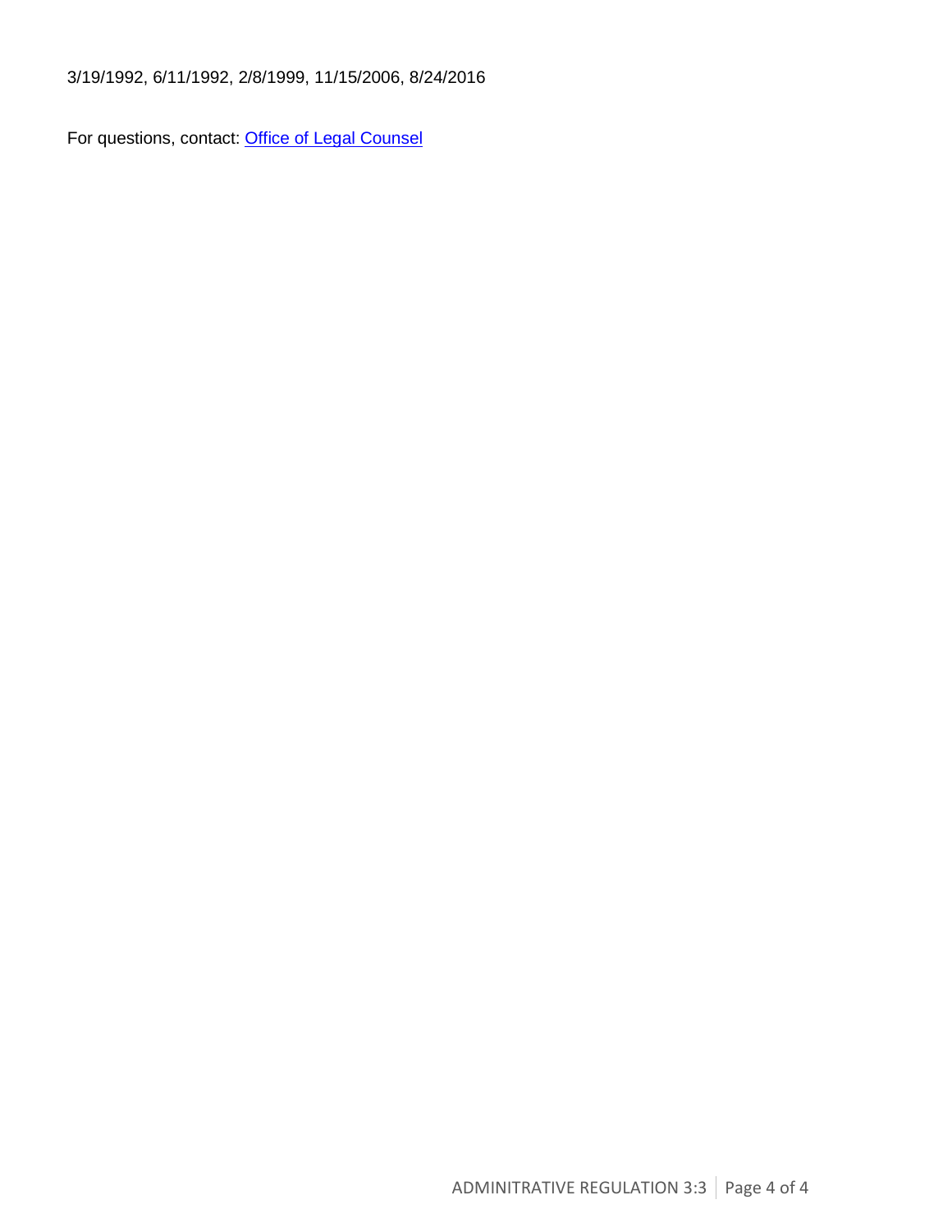3/19/1992, 6/11/1992, 2/8/1999, 11/15/2006, 8/24/2016

For questions, contact: [Office of Legal Counsel]